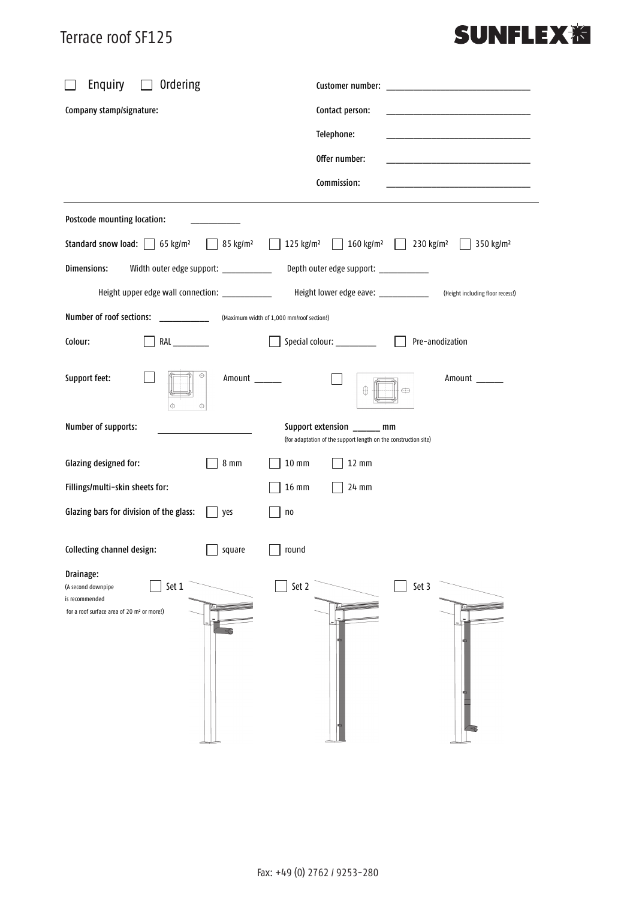# Terrace roof SF125

SUNFLEX

☐ Enquiry ☐ Ordering

Customer number: ____________________

Company stamp/signature:

Contact person: ____________________

Telephone: ____________________

Offer number: ____________________

Commission: ____________________

---

Postcode mounting location: ________

Standard snow load: ☐ 65 kg/m² ☐ 85 kg/m² ☐ 125 kg/m² ☐ 160 kg/m² ☐ 230 kg/m² ☐ 350 kg/m²

Dimensions: Width outer edge support: ________ Depth outer edge support: ________

Height upper edge wall connection: ________ Height lower edge eave: ________ (Height including floor recess!)

Number of roof sections: ________ (Maximum width of 1,000 mm/roof section!)

Colour: ☐ RAL ________ ☐ Special colour: ________ ☐ Pre-anodization

Support feet: ☐ Amount ______ ☐ Amount ______

Number of supports: ____________ Support extension ______ mm (for adaptation of the support length on the construction site)

Glazing designed for: ☐ 8 mm ☐ 10 mm ☐ 12 mm

Fillings/multi-skin sheets for: ☐ 16 mm ☐ 24 mm

Glazing bars for division of the glass: ☐ yes ☐ no

Collecting channel design: ☐ square ☐ round

Drainage: (A second downpipe is recommended for a roof surface area of 20 m² or more!) ☐ Set 1 ☐ Set 2 ☐ Set 3

Fax: +49 (0) 2762 / 9253-280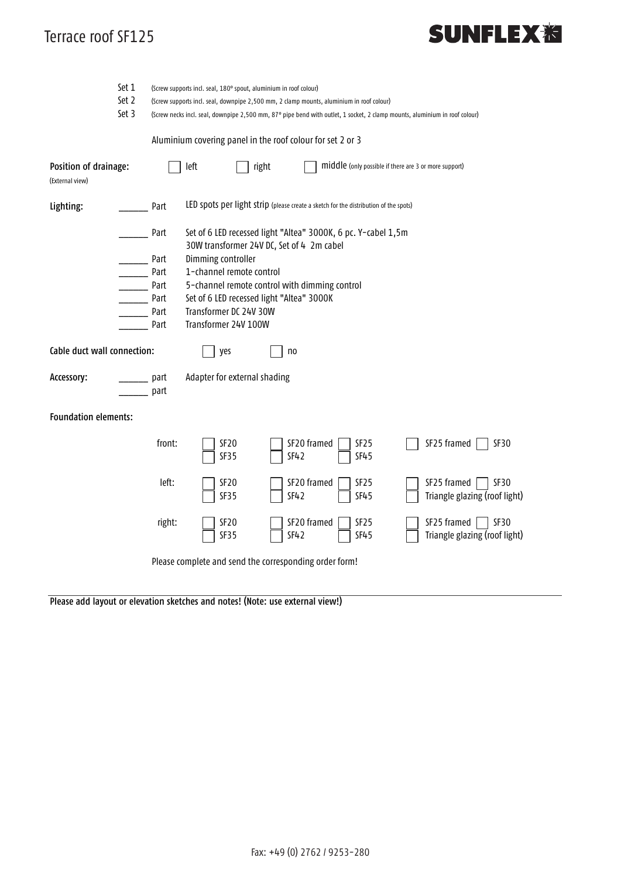# Terrace roof SF125

**SUNFLEX**

Set 1 (Screw supports incl. seal, 180° spout, aluminium in roof colour)
Set 2 (Screw supports incl. seal, downpipe 2,500 mm, 2 clamp mounts, aluminium in roof colour)
Set 3 (Screw necks incl. seal, downpipe 2,500 mm, 87° pipe bend with outlet, 1 socket, 2 clamp mounts, aluminium in roof colour)

Aluminium covering panel in the roof colour for set 2 or 3

**Position of drainage:** (External view) ☐ left ☐ right ☐ middle (only possible if there are 3 or more support)

**Lighting:**

______ Part LED spots per light strip (please create a sketch for the distribution of the spots)

______ Part Set of 6 LED recessed light "Altea" 3000K, 6 pc. Y-cabel 1,5m 30W transformer 24V DC, Set of 4 2m cabel

______ Part Dimming controller

______ Part 1-channel remote control

______ Part 5-channel remote control with dimming control

______ Part Set of 6 LED recessed light "Altea" 3000K

______ Part Transformer DC 24V 30W

______ Part Transformer 24V 100W

**Cable duct wall connection:** ☐ yes ☐ no

**Accessory:**

______ part Adapter for external shading

______ part

**Foundation elements:**

front: ☐ SF20 ☐ SF20 framed ☐ SF25 ☐ SF25 framed ☐ SF30 ☐ SF35 ☐ SF42 ☐ SF45

left: ☐ SF20 ☐ SF20 framed ☐ SF25 ☐ SF25 framed ☐ SF30 ☐ SF35 ☐ SF42 ☐ SF45 ☐ Triangle glazing (roof light)

right: ☐ SF20 ☐ SF20 framed ☐ SF25 ☐ SF25 framed ☐ SF30 ☐ SF35 ☐ SF42 ☐ SF45 ☐ Triangle glazing (roof light)

Please complete and send the corresponding order form!

**Please add layout or elevation sketches and notes! (Note: use external view!)**

Fax: +49 (0) 2762 / 9253-280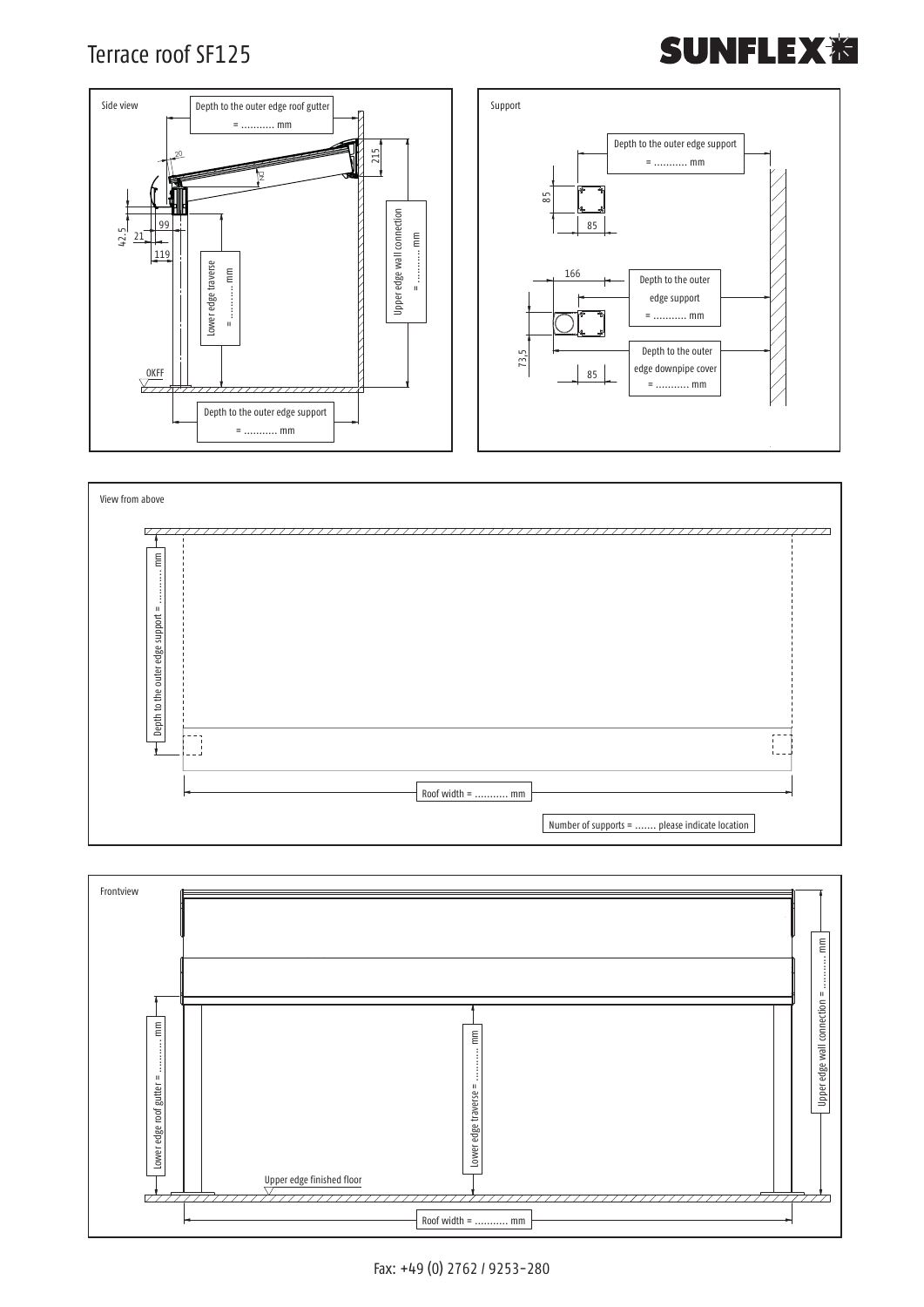# Terrace roof SF125

SUNFLEX

## Side view

Depth to the outer edge roof gutter = ........... mm

20

215

42,5

21

99

119

Lower edge traverse = ........... mm

Upper edge wall connection = ........... mm

OKFF

Depth to the outer edge support = ........... mm

## Support

Depth to the outer edge support = ........... mm

85

85

166

Depth to the outer edge support = ........... mm

73,5

85

Depth to the outer edge downpipe cover = ........... mm

## View from above

Depth to the outer edge support = ........... mm

Roof width = ........... mm

Number of supports = ....... please indicate location

## Frontview

Lower edge roof gutter = ........... mm

Lower edge traverse = ........... mm

Upper edge wall connection = ........... mm

Upper edge finished floor

Roof width = ........... mm

Fax: +49 (0) 2762 / 9253-280